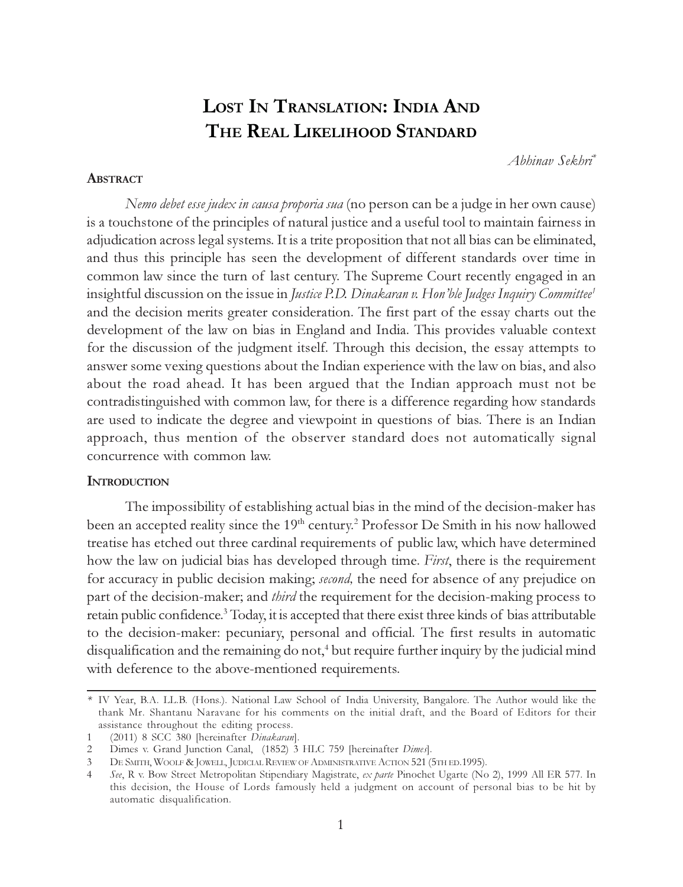# Lost In Translation: India And The Real Likelihood Standard

*Abhinav Sekhri**

## Abstract

*Nemo debet esse judex in causa proporia sua* (no person can be a judge in her own cause) is a touchstone of the principles of natural justice and a useful tool to maintain fairness in adjudication across legal systems. It is a trite proposition that not all bias can be eliminated, and thus this principle has seen the development of different standards over time in common law since the turn of last century. The Supreme Court recently engaged in an insightful discussion on the issue in *Justice P.D. Dinakaran v. Hon'ble Judges Inquiry Committee*[1] and the decision merits greater consideration. The first part of the essay charts out the development of the law on bias in England and India. This provides valuable context for the discussion of the judgment itself. Through this decision, the essay attempts to answer some vexing questions about the Indian experience with the law on bias, and also about the road ahead. It has been argued that the Indian approach must not be contradistinguished with common law, for there is a difference regarding how standards are used to indicate the degree and viewpoint in questions of bias. There is an Indian approach, thus mention of the observer standard does not automatically signal concurrence with common law.

## Introduction

The impossibility of establishing actual bias in the mind of the decision-maker has been an accepted reality since the 19th century.[2] Professor De Smith in his now hallowed treatise has etched out three cardinal requirements of public law, which have determined how the law on judicial bias has developed through time. *First*, there is the requirement for accuracy in public decision making; *second,* the need for absence of any prejudice on part of the decision-maker; and *third* the requirement for the decision-making process to retain public confidence.[3] Today, it is accepted that there exist three kinds of bias attributable to the decision-maker: pecuniary, personal and official. The first results in automatic disqualification and the remaining do not,[4] but require further inquiry by the judicial mind with deference to the above-mentioned requirements.

---

\* IV Year, B.A. LL.B. (Hons.). National Law School of India University, Bangalore. The Author would like the thank Mr. Shantanu Naravane for his comments on the initial draft, and the Board of Editors for their assistance throughout the editing process.

1 (2011) 8 SCC 380 [hereinafter *Dinakaran*].

2 Dimes v. Grand Junction Canal, (1852) 3 HLC 759 [hereinafter *Dimes*].

3 De Smith, Woolf & Jowell, Judicial Review of Administrative Action 521 (5th ed.1995).

4 *See*, R v. Bow Street Metropolitan Stipendiary Magistrate, *ex parte* Pinochet Ugarte (No 2), 1999 All ER 577. In this decision, the House of Lords famously held a judgment on account of personal bias to be hit by automatic disqualification.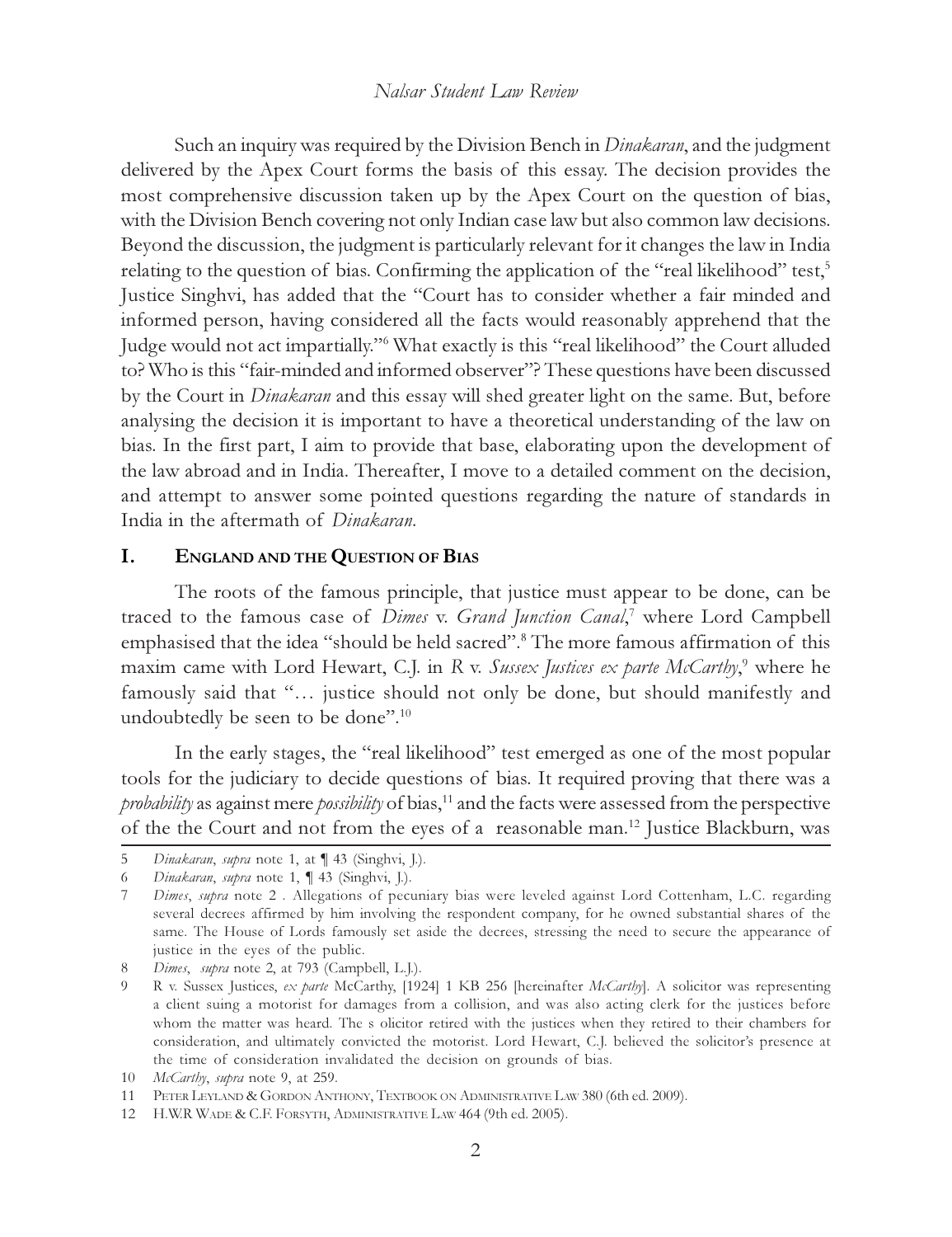Such an inquiry was required by the Division Bench in *Dinakaran*, and the judgment delivered by the Apex Court forms the basis of this essay. The decision provides the most comprehensive discussion taken up by the Apex Court on the question of bias, with the Division Bench covering not only Indian case law but also common law decisions. Beyond the discussion, the judgment is particularly relevant for it changes the law in India relating to the question of bias. Confirming the application of the "real likelihood" test,[5] Justice Singhvi, has added that the "Court has to consider whether a fair minded and informed person, having considered all the facts would reasonably apprehend that the Judge would not act impartially."[6] What exactly is this "real likelihood" the Court alluded to? Who is this "fair-minded and informed observer"? These questions have been discussed by the Court in *Dinakaran* and this essay will shed greater light on the same. But, before analysing the decision it is important to have a theoretical understanding of the law on bias. In the first part, I aim to provide that base, elaborating upon the development of the law abroad and in India. Thereafter, I move to a detailed comment on the decision, and attempt to answer some pointed questions regarding the nature of standards in India in the aftermath of *Dinakaran*.

## I. England and the Question of Bias

The roots of the famous principle, that justice must appear to be done, can be traced to the famous case of *Dimes* v. *Grand Junction Canal*,[7] where Lord Campbell emphasised that the idea "should be held sacred".[8] The more famous affirmation of this maxim came with Lord Hewart, C.J. in *R* v. *Sussex Justices ex parte McCarthy*,[9] where he famously said that "… justice should not only be done, but should manifestly and undoubtedly be seen to be done".[10]

In the early stages, the "real likelihood" test emerged as one of the most popular tools for the judiciary to decide questions of bias. It required proving that there was a *probability* as against mere *possibility* of bias,[11] and the facts were assessed from the perspective of the the Court and not from the eyes of a reasonable man.[12] Justice Blackburn, was

---

5 *Dinakaran*, *supra* note 1, at ¶ 43 (Singhvi, J.).

6 *Dinakaran*, *supra* note 1, ¶ 43 (Singhvi, J.).

7 *Dimes*, *supra* note 2 . Allegations of pecuniary bias were leveled against Lord Cottenham, L.C. regarding several decrees affirmed by him involving the respondent company, for he owned substantial shares of the same. The House of Lords famously set aside the decrees, stressing the need to secure the appearance of justice in the eyes of the public.

8 *Dimes*, *supra* note 2, at 793 (Campbell, L.J.).

9 R v. Sussex Justices, *ex parte* McCarthy, [1924] 1 KB 256 [hereinafter *McCarthy*]. A solicitor was representing a client suing a motorist for damages from a collision, and was also acting clerk for the justices before whom the matter was heard. The s olicitor retired with the justices when they retired to their chambers for consideration, and ultimately convicted the motorist. Lord Hewart, C.J. believed the solicitor's presence at the time of consideration invalidated the decision on grounds of bias.

10 *McCarthy*, *supra* note 9, at 259.

11 Peter Leyland & Gordon Anthony, Textbook on Administrative Law 380 (6th ed. 2009).

12 H.W.R Wade & C.F. Forsyth, Administrative Law 464 (9th ed. 2005).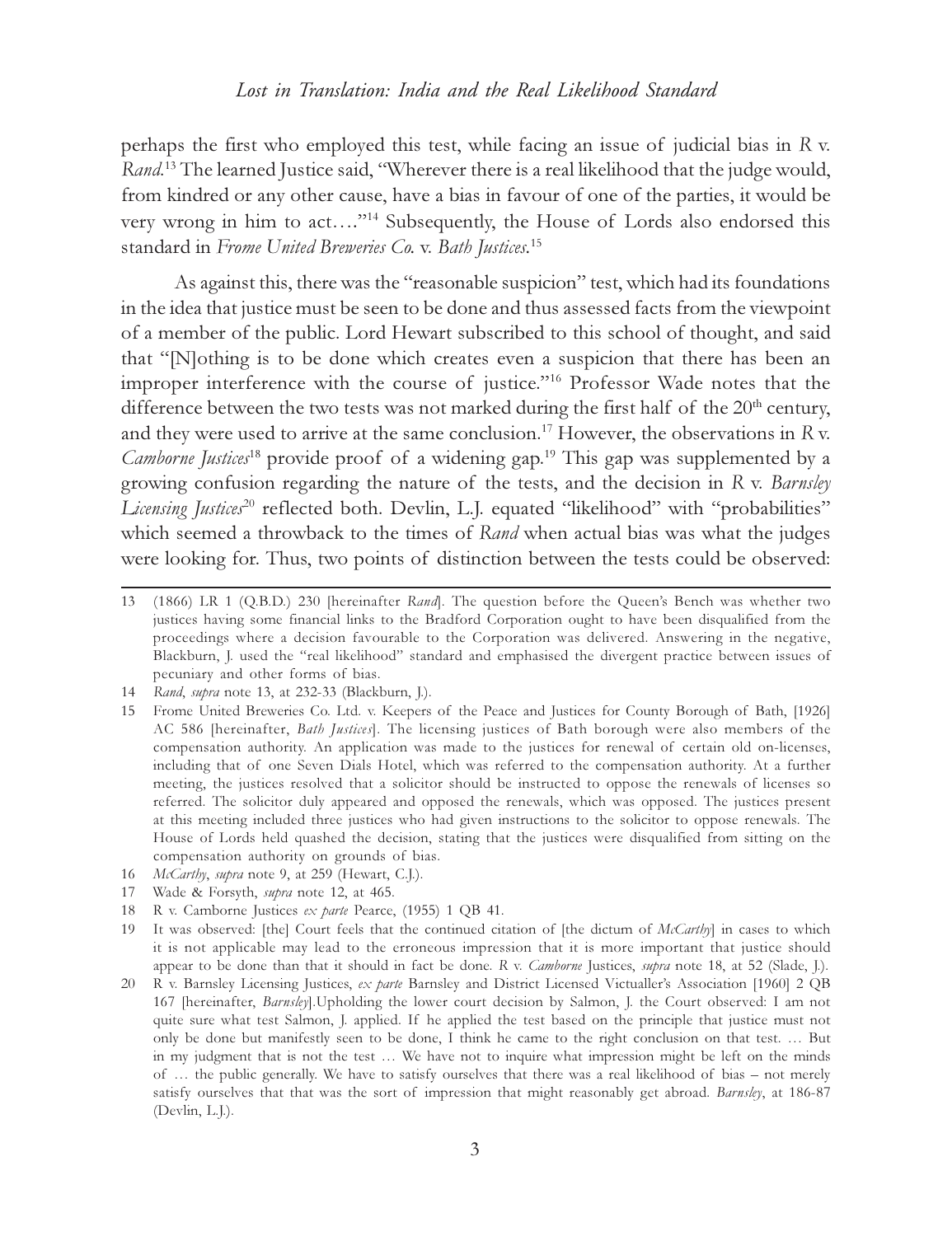perhaps the first who employed this test, while facing an issue of judicial bias in *R* v. *Rand*.[13] The learned Justice said, "Wherever there is a real likelihood that the judge would, from kindred or any other cause, have a bias in favour of one of the parties, it would be very wrong in him to act…."[14] Subsequently, the House of Lords also endorsed this standard in *Frome United Breweries Co.* v. *Bath Justices*.[15]

As against this, there was the "reasonable suspicion" test, which had its foundations in the idea that justice must be seen to be done and thus assessed facts from the viewpoint of a member of the public. Lord Hewart subscribed to this school of thought, and said that "[N]othing is to be done which creates even a suspicion that there has been an improper interference with the course of justice."[16] Professor Wade notes that the difference between the two tests was not marked during the first half of the 20th century, and they were used to arrive at the same conclusion.[17] However, the observations in *R* v. *Camborne Justices*[18] provide proof of a widening gap.[19] This gap was supplemented by a growing confusion regarding the nature of the tests, and the decision in *R* v. *Barnsley Licensing Justices*[20] reflected both. Devlin, L.J. equated "likelihood" with "probabilities" which seemed a throwback to the times of *Rand* when actual bias was what the judges were looking for. Thus, two points of distinction between the tests could be observed:

---

13 (1866) LR 1 (Q.B.D.) 230 [hereinafter *Rand*]. The question before the Queen's Bench was whether two justices having some financial links to the Bradford Corporation ought to have been disqualified from the proceedings where a decision favourable to the Corporation was delivered. Answering in the negative, Blackburn, J. used the "real likelihood" standard and emphasised the divergent practice between issues of pecuniary and other forms of bias.

14 *Rand*, *supra* note 13, at 232-33 (Blackburn, J.).

15 Frome United Breweries Co. Ltd. v. Keepers of the Peace and Justices for County Borough of Bath, [1926] AC 586 [hereinafter, *Bath Justices*]. The licensing justices of Bath borough were also members of the compensation authority. An application was made to the justices for renewal of certain old on-licenses, including that of one Seven Dials Hotel, which was referred to the compensation authority. At a further meeting, the justices resolved that a solicitor should be instructed to oppose the renewals of licenses so referred. The solicitor duly appeared and opposed the renewals, which was opposed. The justices present at this meeting included three justices who had given instructions to the solicitor to oppose renewals. The House of Lords held quashed the decision, stating that the justices were disqualified from sitting on the compensation authority on grounds of bias.

16 *McCarthy*, *supra* note 9, at 259 (Hewart, C.J.).

17 Wade & Forsyth, *supra* note 12, at 465.

18 R v. Camborne Justices *ex parte* Pearce, (1955) 1 QB 41.

19 It was observed: [the] Court feels that the continued citation of [the dictum of *McCarthy*] in cases to which it is not applicable may lead to the erroneous impression that it is more important that justice should appear to be done than that it should in fact be done. *R* v. *Camborne* Justices, *supra* note 18, at 52 (Slade, J.).

20 R v. Barnsley Licensing Justices, *ex parte* Barnsley and District Licensed Victualler's Association [1960] 2 QB 167 [hereinafter, *Barnsley*].Upholding the lower court decision by Salmon, J. the Court observed: I am not quite sure what test Salmon, J. applied. If he applied the test based on the principle that justice must not only be done but manifestly seen to be done, I think he came to the right conclusion on that test. … But in my judgment that is not the test … We have not to inquire what impression might be left on the minds of … the public generally. We have to satisfy ourselves that there was a real likelihood of bias – not merely satisfy ourselves that that was the sort of impression that might reasonably get abroad. *Barnsley*, at 186-87 (Devlin, L.J.).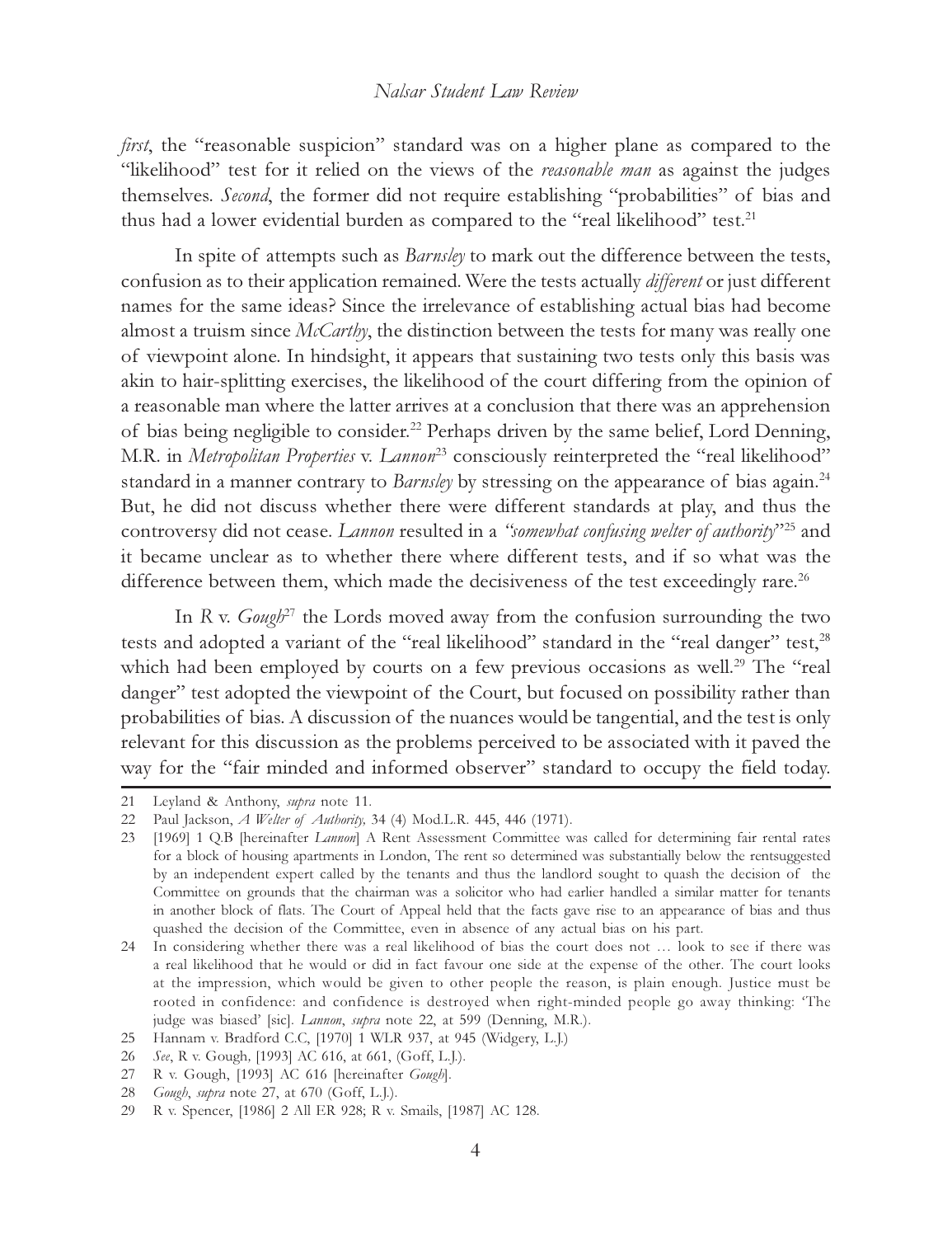*first*, the "reasonable suspicion" standard was on a higher plane as compared to the "likelihood" test for it relied on the views of the *reasonable man* as against the judges themselves. *Second*, the former did not require establishing "probabilities" of bias and thus had a lower evidential burden as compared to the "real likelihood" test.[21]

In spite of attempts such as *Barnsley* to mark out the difference between the tests, confusion as to their application remained. Were the tests actually *different* or just different names for the same ideas? Since the irrelevance of establishing actual bias had become almost a truism since *McCarthy*, the distinction between the tests for many was really one of viewpoint alone. In hindsight, it appears that sustaining two tests only this basis was akin to hair-splitting exercises, the likelihood of the court differing from the opinion of a reasonable man where the latter arrives at a conclusion that there was an apprehension of bias being negligible to consider.[22] Perhaps driven by the same belief, Lord Denning, M.R. in *Metropolitan Properties* v. *Lannon*[23] consciously reinterpreted the "real likelihood" standard in a manner contrary to *Barnsley* by stressing on the appearance of bias again.[24] But, he did not discuss whether there were different standards at play, and thus the controversy did not cease. *Lannon* resulted in a *"somewhat confusing welter of authority"*[25] and it became unclear as to whether there where different tests, and if so what was the difference between them, which made the decisiveness of the test exceedingly rare.[26]

In *R* v. *Gough*[27] the Lords moved away from the confusion surrounding the two tests and adopted a variant of the "real likelihood" standard in the "real danger" test,[28] which had been employed by courts on a few previous occasions as well.[29] The "real danger" test adopted the viewpoint of the Court, but focused on possibility rather than probabilities of bias. A discussion of the nuances would be tangential, and the test is only relevant for this discussion as the problems perceived to be associated with it paved the way for the "fair minded and informed observer" standard to occupy the field today.

---

21 Leyland & Anthony, *supra* note 11.

22 Paul Jackson, *A Welter of Authority,* 34 (4) Mod.L.R. 445, 446 (1971).

23 [1969] 1 Q.B [hereinafter *Lannon*] A Rent Assessment Committee was called for determining fair rental rates for a block of housing apartments in London, The rent so determined was substantially below the rentsuggested by an independent expert called by the tenants and thus the landlord sought to quash the decision of the Committee on grounds that the chairman was a solicitor who had earlier handled a similar matter for tenants in another block of flats. The Court of Appeal held that the facts gave rise to an appearance of bias and thus quashed the decision of the Committee, even in absence of any actual bias on his part.

24 In considering whether there was a real likelihood of bias the court does not … look to see if there was a real likelihood that he would or did in fact favour one side at the expense of the other. The court looks at the impression, which would be given to other people the reason, is plain enough. Justice must be rooted in confidence: and confidence is destroyed when right-minded people go away thinking: 'The judge was biased' [sic]. *Lannon*, *supra* note 22, at 599 (Denning, M.R.).

25 Hannam v. Bradford C.C, [1970] 1 WLR 937, at 945 (Widgery, L.J.)

26 *See*, R v. Gough, [1993] AC 616, at 661, (Goff, L.J.).

27 R v. Gough, [1993] AC 616 [hereinafter *Gough*].

28 *Gough*, *supra* note 27, at 670 (Goff, L.J.).

29 R v. Spencer, [1986] 2 All ER 928; R v. Smails, [1987] AC 128.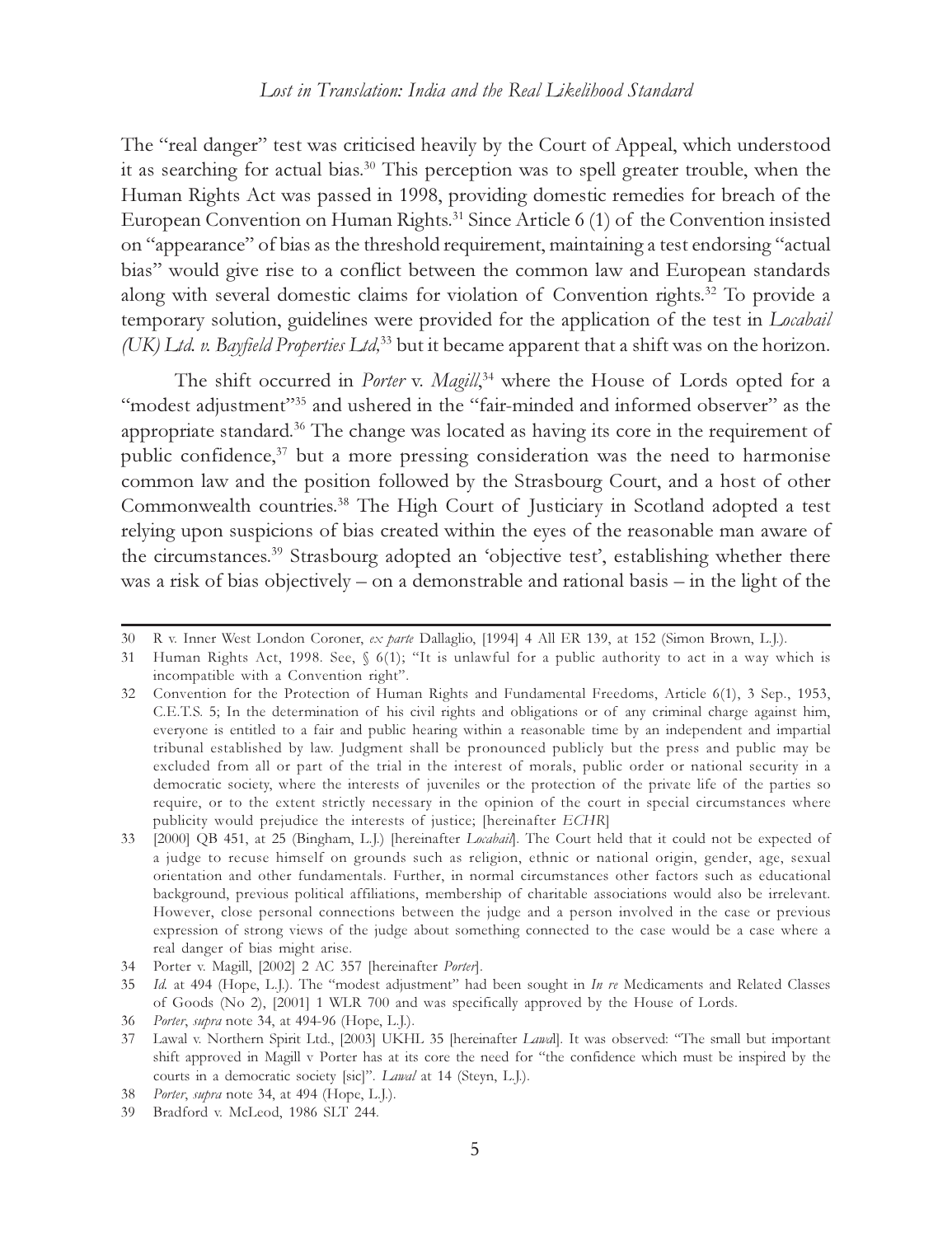The "real danger" test was criticised heavily by the Court of Appeal, which understood it as searching for actual bias.[30] This perception was to spell greater trouble, when the Human Rights Act was passed in 1998, providing domestic remedies for breach of the European Convention on Human Rights.[31] Since Article 6 (1) of the Convention insisted on "appearance" of bias as the threshold requirement, maintaining a test endorsing "actual bias" would give rise to a conflict between the common law and European standards along with several domestic claims for violation of Convention rights.[32] To provide a temporary solution, guidelines were provided for the application of the test in *Locabail (UK) Ltd. v. Bayfield Properties Ltd,*[33] but it became apparent that a shift was on the horizon.

The shift occurred in *Porter* v. *Magill*,[34] where the House of Lords opted for a "modest adjustment"[35] and ushered in the "fair-minded and informed observer" as the appropriate standard.[36] The change was located as having its core in the requirement of public confidence,[37] but a more pressing consideration was the need to harmonise common law and the position followed by the Strasbourg Court, and a host of other Commonwealth countries.[38] The High Court of Justiciary in Scotland adopted a test relying upon suspicions of bias created within the eyes of the reasonable man aware of the circumstances.[39] Strasbourg adopted an 'objective test', establishing whether there was a risk of bias objectively – on a demonstrable and rational basis – in the light of the

---

30 R v. Inner West London Coroner, *ex parte* Dallaglio, [1994] 4 All ER 139, at 152 (Simon Brown, L.J.).

31 Human Rights Act, 1998. See, § 6(1); "It is unlawful for a public authority to act in a way which is incompatible with a Convention right".

32 Convention for the Protection of Human Rights and Fundamental Freedoms, Article 6(1), 3 Sep., 1953, C.E.T.S. 5; In the determination of his civil rights and obligations or of any criminal charge against him, everyone is entitled to a fair and public hearing within a reasonable time by an independent and impartial tribunal established by law. Judgment shall be pronounced publicly but the press and public may be excluded from all or part of the trial in the interest of morals, public order or national security in a democratic society, where the interests of juveniles or the protection of the private life of the parties so require, or to the extent strictly necessary in the opinion of the court in special circumstances where publicity would prejudice the interests of justice; [hereinafter *ECHR*]

33 [2000] QB 451, at 25 (Bingham, L.J.) [hereinafter *Locabail*]. The Court held that it could not be expected of a judge to recuse himself on grounds such as religion, ethnic or national origin, gender, age, sexual orientation and other fundamentals. Further, in normal circumstances other factors such as educational background, previous political affiliations, membership of charitable associations would also be irrelevant. However, close personal connections between the judge and a person involved in the case or previous expression of strong views of the judge about something connected to the case would be a case where a real danger of bias might arise.

34 Porter v. Magill, [2002] 2 AC 357 [hereinafter *Porter*].

35 *Id.* at 494 (Hope, L.J.). The "modest adjustment" had been sought in *In re* Medicaments and Related Classes of Goods (No 2), [2001] 1 WLR 700 and was specifically approved by the House of Lords.

36 *Porter*, *supra* note 34, at 494-96 (Hope, L.J.).

37 Lawal v. Northern Spirit Ltd., [2003] UKHL 35 [hereinafter *Lawal*]. It was observed: "The small but important shift approved in Magill v Porter has at its core the need for "the confidence which must be inspired by the courts in a democratic society [sic]". *Lawal* at 14 (Steyn, L.J.).

38 *Porter*, *supra* note 34, at 494 (Hope, L.J.).

39 Bradford v. McLeod, 1986 SLT 244.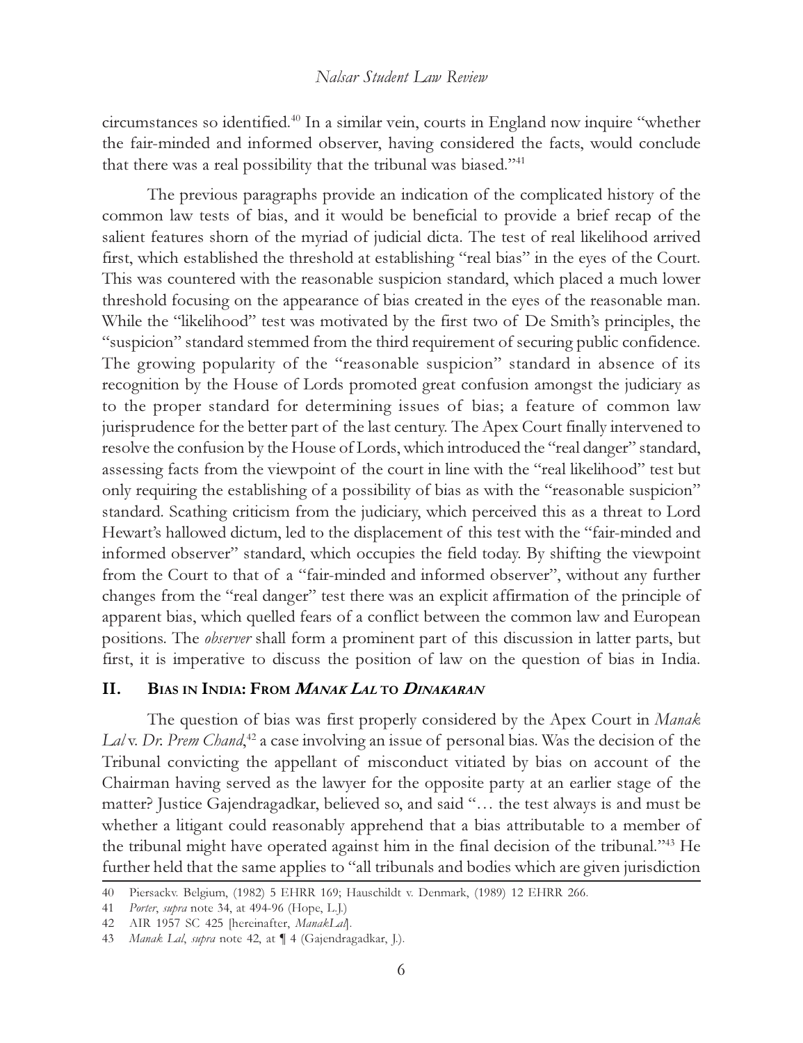circumstances so identified.[40] In a similar vein, courts in England now inquire "whether the fair-minded and informed observer, having considered the facts, would conclude that there was a real possibility that the tribunal was biased."[41]

The previous paragraphs provide an indication of the complicated history of the common law tests of bias, and it would be beneficial to provide a brief recap of the salient features shorn of the myriad of judicial dicta. The test of real likelihood arrived first, which established the threshold at establishing "real bias" in the eyes of the Court. This was countered with the reasonable suspicion standard, which placed a much lower threshold focusing on the appearance of bias created in the eyes of the reasonable man. While the "likelihood" test was motivated by the first two of De Smith's principles, the "suspicion" standard stemmed from the third requirement of securing public confidence. The growing popularity of the "reasonable suspicion" standard in absence of its recognition by the House of Lords promoted great confusion amongst the judiciary as to the proper standard for determining issues of bias; a feature of common law jurisprudence for the better part of the last century. The Apex Court finally intervened to resolve the confusion by the House of Lords, which introduced the "real danger" standard, assessing facts from the viewpoint of the court in line with the "real likelihood" test but only requiring the establishing of a possibility of bias as with the "reasonable suspicion" standard. Scathing criticism from the judiciary, which perceived this as a threat to Lord Hewart's hallowed dictum, led to the displacement of this test with the "fair-minded and informed observer" standard, which occupies the field today. By shifting the viewpoint from the Court to that of a "fair-minded and informed observer", without any further changes from the "real danger" test there was an explicit affirmation of the principle of apparent bias, which quelled fears of a conflict between the common law and European positions. The *observer* shall form a prominent part of this discussion in latter parts, but first, it is imperative to discuss the position of law on the question of bias in India.

## II. Bias in India: From *Manak Lal* to *Dinakaran*

The question of bias was first properly considered by the Apex Court in *Manak Lal* v. *Dr. Prem Chand*,[42] a case involving an issue of personal bias. Was the decision of the Tribunal convicting the appellant of misconduct vitiated by bias on account of the Chairman having served as the lawyer for the opposite party at an earlier stage of the matter? Justice Gajendragadkar, believed so, and said "… the test always is and must be whether a litigant could reasonably apprehend that a bias attributable to a member of the tribunal might have operated against him in the final decision of the tribunal."[43] He further held that the same applies to "all tribunals and bodies which are given jurisdiction

---

40 Piersackv. Belgium, (1982) 5 EHRR 169; Hauschildt v. Denmark, (1989) 12 EHRR 266.

41 *Porter*, *supra* note 34, at 494-96 (Hope, L.J.)

42 AIR 1957 SC 425 [hereinafter, *ManakLal*].

43 *Manak Lal*, *supra* note 42, at ¶ 4 (Gajendragadkar, J.).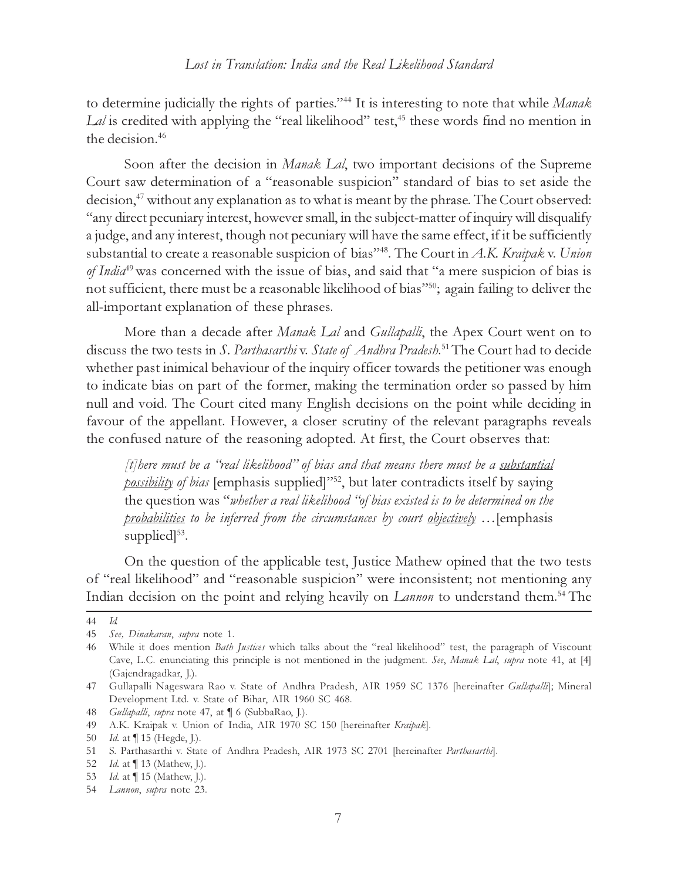to determine judicially the rights of parties."[44] It is interesting to note that while *Manak Lal* is credited with applying the "real likelihood" test,[45] these words find no mention in the decision.[46]

Soon after the decision in *Manak Lal*, two important decisions of the Supreme Court saw determination of a "reasonable suspicion" standard of bias to set aside the decision,[47] without any explanation as to what is meant by the phrase. The Court observed: "any direct pecuniary interest, however small, in the subject-matter of inquiry will disqualify a judge, and any interest, though not pecuniary will have the same effect, if it be sufficiently substantial to create a reasonable suspicion of bias"[48]. The Court in *A.K. Kraipak* v. *Union of India*[49] was concerned with the issue of bias, and said that "a mere suspicion of bias is not sufficient, there must be a reasonable likelihood of bias"[50]; again failing to deliver the all-important explanation of these phrases.

More than a decade after *Manak Lal* and *Gullapalli*, the Apex Court went on to discuss the two tests in *S. Parthasarthi* v. *State of Andhra Pradesh*.[51] The Court had to decide whether past inimical behaviour of the inquiry officer towards the petitioner was enough to indicate bias on part of the former, making the termination order so passed by him null and void. The Court cited many English decisions on the point while deciding in favour of the appellant. However, a closer scrutiny of the relevant paragraphs reveals the confused nature of the reasoning adopted. At first, the Court observes that:

> *[t]here must be a "real likelihood" of bias and that means there must be a <u>substantial possibility</u> of bias* [emphasis supplied]"[52], but later contradicts itself by saying the question was "*whether a real likelihood "of bias existed is to be determined on the <u>probabilities</u> to be inferred from the circumstances by court <u>objectively</u>* …[emphasis supplied][53].

On the question of the applicable test, Justice Mathew opined that the two tests of "real likelihood" and "reasonable suspicion" were inconsistent; not mentioning any Indian decision on the point and relying heavily on *Lannon* to understand them.[54] The

---

44 *Id.*

45 *See*, *Dinakaran*, *supra* note 1.

46 While it does mention *Bath Justices* which talks about the "real likelihood" test, the paragraph of Viscount Cave, L.C. enunciating this principle is not mentioned in the judgment. *See*, *Manak Lal*, *supra* note 41, at [4] (Gajendragadkar, J.).

47 Gullapalli Nageswara Rao v. State of Andhra Pradesh, AIR 1959 SC 1376 [hereinafter *Gullapalli*]; Mineral Development Ltd. v. State of Bihar, AIR 1960 SC 468.

48 *Gullapalli*, *supra* note 47, at ¶ 6 (SubbaRao, J.).

49 A.K. Kraipak v. Union of India, AIR 1970 SC 150 [hereinafter *Kraipak*].

50 *Id.* at ¶ 15 (Hegde, J.).

51 S. Parthasarthi v. State of Andhra Pradesh, AIR 1973 SC 2701 [hereinafter *Parthasarthi*].

52 *Id.* at ¶ 13 (Mathew, J.).

53 *Id.* at ¶ 15 (Mathew, J.).

54 *Lannon*, *supra* note 23.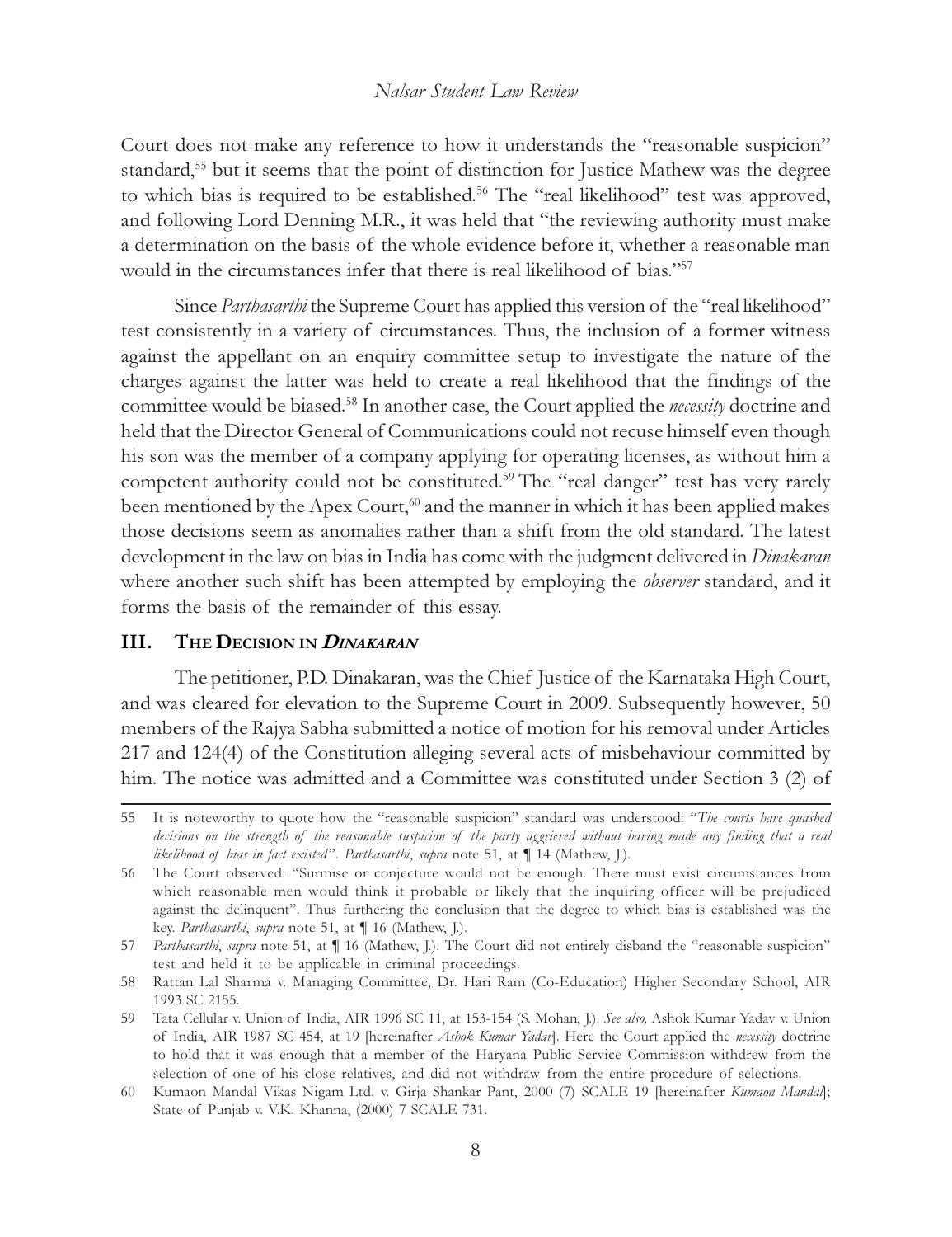Court does not make any reference to how it understands the "reasonable suspicion" standard,[55] but it seems that the point of distinction for Justice Mathew was the degree to which bias is required to be established.[56] The "real likelihood" test was approved, and following Lord Denning M.R., it was held that "the reviewing authority must make a determination on the basis of the whole evidence before it, whether a reasonable man would in the circumstances infer that there is real likelihood of bias."[57]

Since *Parthasarthi* the Supreme Court has applied this version of the "real likelihood" test consistently in a variety of circumstances. Thus, the inclusion of a former witness against the appellant on an enquiry committee setup to investigate the nature of the charges against the latter was held to create a real likelihood that the findings of the committee would be biased.[58] In another case, the Court applied the *necessity* doctrine and held that the Director General of Communications could not recuse himself even though his son was the member of a company applying for operating licenses, as without him a competent authority could not be constituted.[59] The "real danger" test has very rarely been mentioned by the Apex Court,[60] and the manner in which it has been applied makes those decisions seem as anomalies rather than a shift from the old standard. The latest development in the law on bias in India has come with the judgment delivered in *Dinakaran* where another such shift has been attempted by employing the *observer* standard, and it forms the basis of the remainder of this essay.

## III. The Decision in *Dinakaran*

The petitioner, P.D. Dinakaran, was the Chief Justice of the Karnataka High Court, and was cleared for elevation to the Supreme Court in 2009. Subsequently however, 50 members of the Rajya Sabha submitted a notice of motion for his removal under Articles 217 and 124(4) of the Constitution alleging several acts of misbehaviour committed by him. The notice was admitted and a Committee was constituted under Section 3 (2) of

---

55 It is noteworthy to quote how the "reasonable suspicion" standard was understood: "*The courts have quashed decisions on the strength of the reasonable suspicion of the party aggrieved without having made any finding that a real likelihood of bias in fact existed*". *Parthasarthi*, *supra* note 51, at ¶ 14 (Mathew, J.).

56 The Court observed: "Surmise or conjecture would not be enough. There must exist circumstances from which reasonable men would think it probable or likely that the inquiring officer will be prejudiced against the delinquent". Thus furthering the conclusion that the degree to which bias is established was the key. *Parthasarthi*, *supra* note 51, at ¶ 16 (Mathew, J.).

57 *Parthasarthi*, *supra* note 51, at ¶ 16 (Mathew, J.). The Court did not entirely disband the "reasonable suspicion" test and held it to be applicable in criminal proceedings.

58 Rattan Lal Sharma v. Managing Committee, Dr. Hari Ram (Co-Education) Higher Secondary School, AIR 1993 SC 2155.

59 Tata Cellular v. Union of India, AIR 1996 SC 11, at 153-154 (S. Mohan, J.). *See also,* Ashok Kumar Yadav v. Union of India, AIR 1987 SC 454, at 19 [hereinafter *Ashok Kumar Yadav*]. Here the Court applied the *necessity* doctrine to hold that it was enough that a member of the Haryana Public Service Commission withdrew from the selection of one of his close relatives, and did not withdraw from the entire procedure of selections.

60 Kumaon Mandal Vikas Nigam Ltd. v. Girja Shankar Pant, 2000 (7) SCALE 19 [hereinafter *Kumaon Mandal*]; State of Punjab v. V.K. Khanna, (2000) 7 SCALE 731.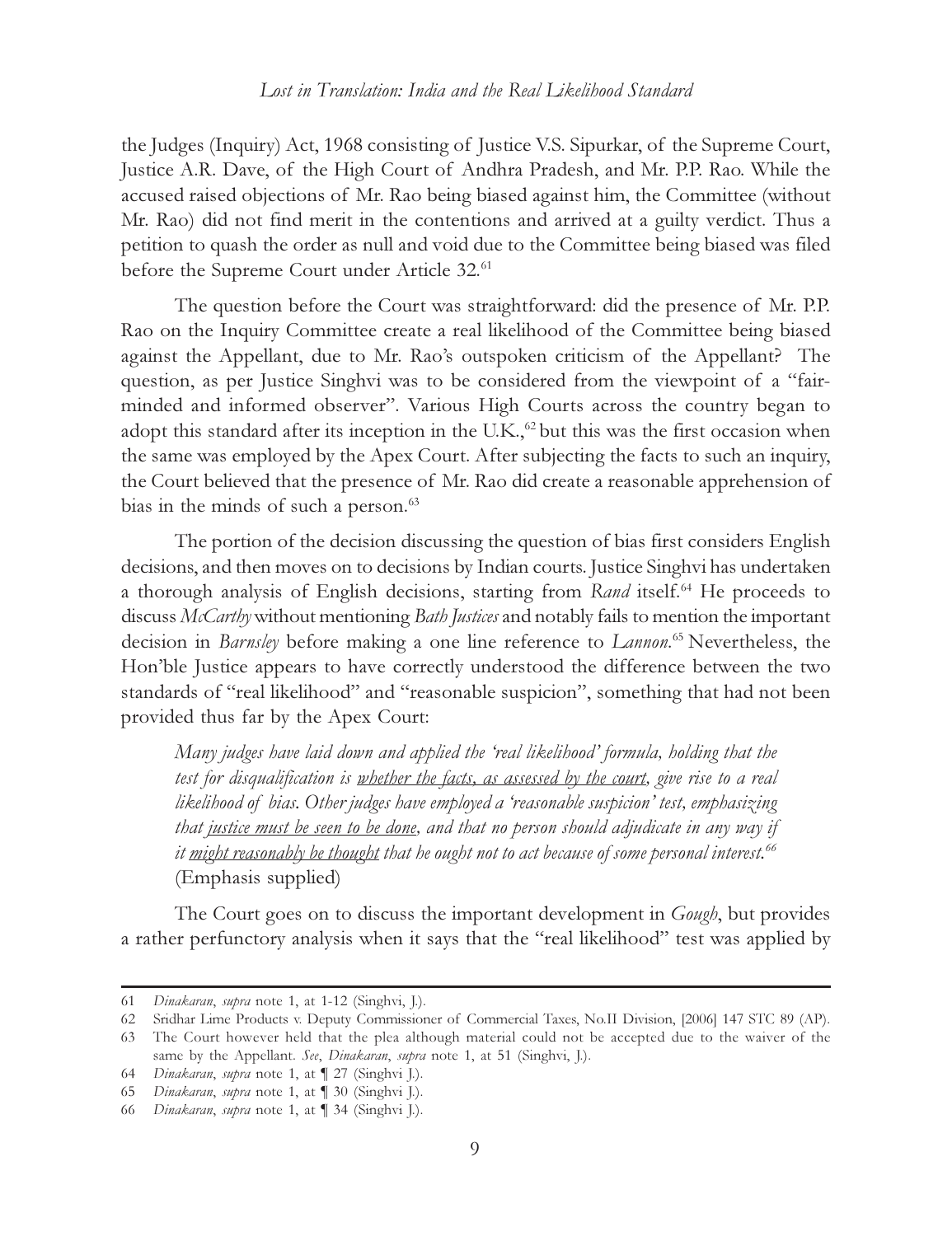the Judges (Inquiry) Act, 1968 consisting of Justice V.S. Sipurkar, of the Supreme Court, Justice A.R. Dave, of the High Court of Andhra Pradesh, and Mr. P.P. Rao. While the accused raised objections of Mr. Rao being biased against him, the Committee (without Mr. Rao) did not find merit in the contentions and arrived at a guilty verdict. Thus a petition to quash the order as null and void due to the Committee being biased was filed before the Supreme Court under Article 32.[61]

The question before the Court was straightforward: did the presence of Mr. P.P. Rao on the Inquiry Committee create a real likelihood of the Committee being biased against the Appellant, due to Mr. Rao's outspoken criticism of the Appellant? The question, as per Justice Singhvi was to be considered from the viewpoint of a "fair-minded and informed observer". Various High Courts across the country began to adopt this standard after its inception in the U.K.,[62] but this was the first occasion when the same was employed by the Apex Court. After subjecting the facts to such an inquiry, the Court believed that the presence of Mr. Rao did create a reasonable apprehension of bias in the minds of such a person.[63]

The portion of the decision discussing the question of bias first considers English decisions, and then moves on to decisions by Indian courts. Justice Singhvi has undertaken a thorough analysis of English decisions, starting from *Rand* itself.[64] He proceeds to discuss *McCarthy* without mentioning *Bath Justices* and notably fails to mention the important decision in *Barnsley* before making a one line reference to *Lannon*.[65] Nevertheless, the Hon'ble Justice appears to have correctly understood the difference between the two standards of "real likelihood" and "reasonable suspicion", something that had not been provided thus far by the Apex Court:

> *Many judges have laid down and applied the 'real likelihood' formula, holding that the test for disqualification is <u>whether the facts, as assessed by the court</u>, give rise to a real likelihood of bias. Other judges have employed a 'reasonable suspicion' test, emphasizing that <u>justice must be seen to be done</u>, and that no person should adjudicate in any way if it <u>might reasonably be thought</u> that he ought not to act because of some personal interest.*[66] (Emphasis supplied)

The Court goes on to discuss the important development in *Gough*, but provides a rather perfunctory analysis when it says that the "real likelihood" test was applied by

---

61 *Dinakaran*, *supra* note 1, at 1-12 (Singhvi, J.).

62 Sridhar Lime Products v. Deputy Commissioner of Commercial Taxes, No.II Division, [2006] 147 STC 89 (AP).

63 The Court however held that the plea although material could not be accepted due to the waiver of the same by the Appellant. *See*, *Dinakaran*, *supra* note 1, at 51 (Singhvi, J.).

64 *Dinakaran*, *supra* note 1, at ¶ 27 (Singhvi J.).

65 *Dinakaran*, *supra* note 1, at ¶ 30 (Singhvi J.).

66 *Dinakaran*, *supra* note 1, at ¶ 34 (Singhvi J.).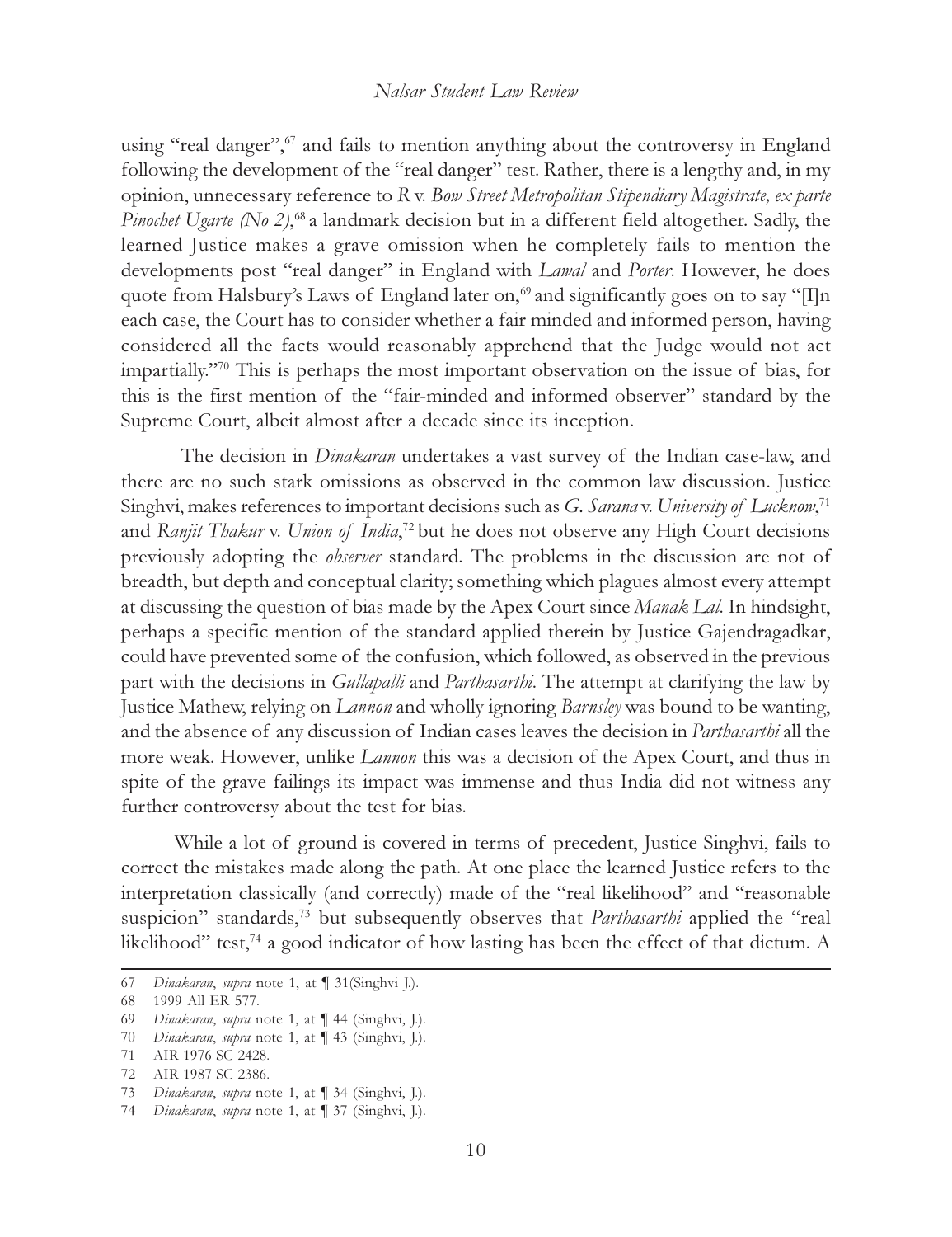using "real danger",[67] and fails to mention anything about the controversy in England following the development of the "real danger" test. Rather, there is a lengthy and, in my opinion, unnecessary reference to *R* v. *Bow Street Metropolitan Stipendiary Magistrate, ex parte Pinochet Ugarte (No 2)*,[68] a landmark decision but in a different field altogether. Sadly, the learned Justice makes a grave omission when he completely fails to mention the developments post "real danger" in England with *Lawal* and *Porter*. However, he does quote from Halsbury's Laws of England later on,[69] and significantly goes on to say "[I]n each case, the Court has to consider whether a fair minded and informed person, having considered all the facts would reasonably apprehend that the Judge would not act impartially."[70] This is perhaps the most important observation on the issue of bias, for this is the first mention of the "fair-minded and informed observer" standard by the Supreme Court, albeit almost after a decade since its inception.

The decision in *Dinakaran* undertakes a vast survey of the Indian case-law, and there are no such stark omissions as observed in the common law discussion. Justice Singhvi, makes references to important decisions such as *G. Sarana* v. *University of Lucknow*,[71] and *Ranjit Thakur* v. *Union of India*,[72] but he does not observe any High Court decisions previously adopting the *observer* standard. The problems in the discussion are not of breadth, but depth and conceptual clarity; something which plagues almost every attempt at discussing the question of bias made by the Apex Court since *Manak Lal*. In hindsight, perhaps a specific mention of the standard applied therein by Justice Gajendragadkar, could have prevented some of the confusion, which followed, as observed in the previous part with the decisions in *Gullapalli* and *Parthasarthi*. The attempt at clarifying the law by Justice Mathew, relying on *Lannon* and wholly ignoring *Barnsley* was bound to be wanting, and the absence of any discussion of Indian cases leaves the decision in *Parthasarthi* all the more weak. However, unlike *Lannon* this was a decision of the Apex Court, and thus in spite of the grave failings its impact was immense and thus India did not witness any further controversy about the test for bias.

While a lot of ground is covered in terms of precedent, Justice Singhvi, fails to correct the mistakes made along the path. At one place the learned Justice refers to the interpretation classically (and correctly) made of the "real likelihood" and "reasonable suspicion" standards,[73] but subsequently observes that *Parthasarthi* applied the "real likelihood" test,[74] a good indicator of how lasting has been the effect of that dictum. A

---

67 *Dinakaran*, *supra* note 1, at ¶ 31(Singhvi J.).

68 1999 All ER 577.

69 *Dinakaran*, *supra* note 1, at ¶ 44 (Singhvi, J.).

70 *Dinakaran*, *supra* note 1, at ¶ 43 (Singhvi, J.).

71 AIR 1976 SC 2428.

72 AIR 1987 SC 2386.

73 *Dinakaran*, *supra* note 1, at ¶ 34 (Singhvi, J.).

74 *Dinakaran*, *supra* note 1, at ¶ 37 (Singhvi, J.).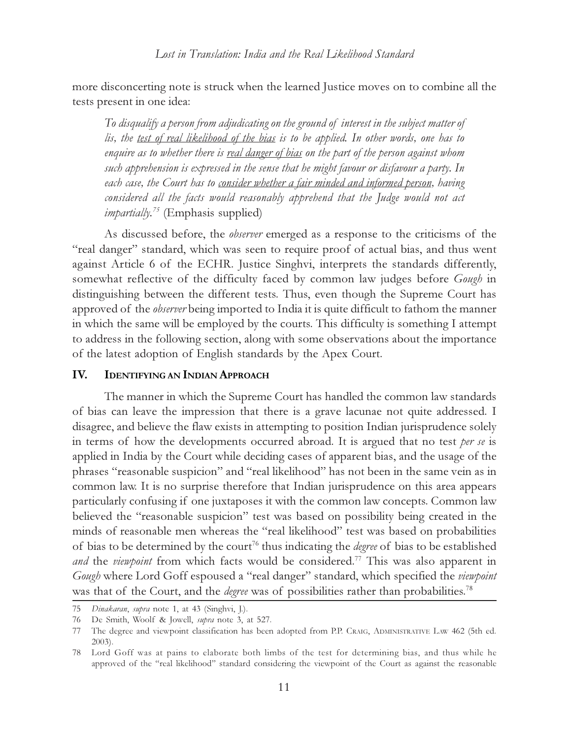more disconcerting note is struck when the learned Justice moves on to combine all the tests present in one idea:

> *To disqualify a person from adjudicating on the ground of interest in the subject matter of lis, the <u>test of real likelihood of the bias</u> is to be applied. In other words, one has to enquire as to whether there is <u>real danger of bias</u> on the part of the person against whom such apprehension is expressed in the sense that he might favour or disfavour a party. In each case, the Court has to <u>consider whether a fair minded and informed person</u>, having considered all the facts would reasonably apprehend that the Judge would not act impartially.*[75] (Emphasis supplied)

As discussed before, the *observer* emerged as a response to the criticisms of the "real danger" standard, which was seen to require proof of actual bias, and thus went against Article 6 of the ECHR. Justice Singhvi, interprets the standards differently, somewhat reflective of the difficulty faced by common law judges before *Gough* in distinguishing between the different tests. Thus, even though the Supreme Court has approved of the *observer* being imported to India it is quite difficult to fathom the manner in which the same will be employed by the courts. This difficulty is something I attempt to address in the following section, along with some observations about the importance of the latest adoption of English standards by the Apex Court.

## IV. Identifying an Indian Approach

The manner in which the Supreme Court has handled the common law standards of bias can leave the impression that there is a grave lacunae not quite addressed. I disagree, and believe the flaw exists in attempting to position Indian jurisprudence solely in terms of how the developments occurred abroad. It is argued that no test *per se* is applied in India by the Court while deciding cases of apparent bias, and the usage of the phrases "reasonable suspicion" and "real likelihood" has not been in the same vein as in common law. It is no surprise therefore that Indian jurisprudence on this area appears particularly confusing if one juxtaposes it with the common law concepts. Common law believed the "reasonable suspicion" test was based on possibility being created in the minds of reasonable men whereas the "real likelihood" test was based on probabilities of bias to be determined by the court[76] thus indicating the *degree* of bias to be established *and* the *viewpoint* from which facts would be considered.[77] This was also apparent in *Gough* where Lord Goff espoused a "real danger" standard, which specified the *viewpoint* was that of the Court, and the *degree* was of possibilities rather than probabilities.[78]

---

75 *Dinakaran*, *supra* note 1, at 43 (Singhvi, J.).

76 De Smith, Woolf & Jowell, *supra* note 3, at 527.

77 The degree and viewpoint classification has been adopted from P.P. Craig, Administrative Law 462 (5th ed. 2003).

78 Lord Goff was at pains to elaborate both limbs of the test for determining bias, and thus while he approved of the "real likelihood" standard considering the viewpoint of the Court as against the reasonable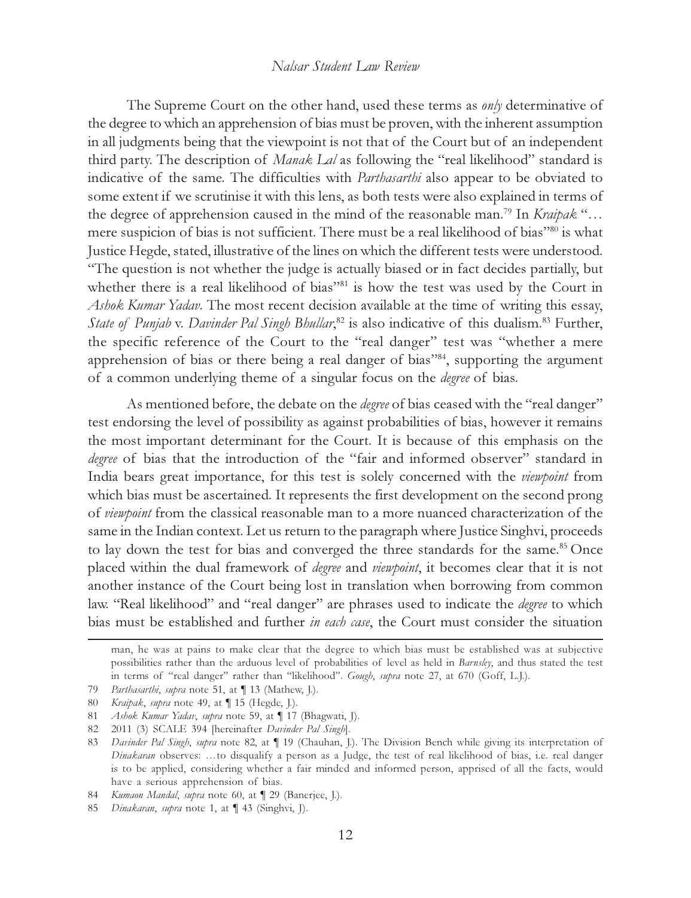The Supreme Court on the other hand, used these terms as *only* determinative of the degree to which an apprehension of bias must be proven, with the inherent assumption in all judgments being that the viewpoint is not that of the Court but of an independent third party. The description of *Manak Lal* as following the "real likelihood" standard is indicative of the same. The difficulties with *Parthasarthi* also appear to be obviated to some extent if we scrutinise it with this lens, as both tests were also explained in terms of the degree of apprehension caused in the mind of the reasonable man.[79] In *Kraipak* "…mere suspicion of bias is not sufficient. There must be a real likelihood of bias"[80] is what Justice Hegde, stated, illustrative of the lines on which the different tests were understood. "The question is not whether the judge is actually biased or in fact decides partially, but whether there is a real likelihood of bias"[81] is how the test was used by the Court in *Ashok Kumar Yadav*. The most recent decision available at the time of writing this essay, *State of Punjab* v. *Davinder Pal Singh Bhullar*,[82] is also indicative of this dualism.[83] Further, the specific reference of the Court to the "real danger" test was "whether a mere apprehension of bias or there being a real danger of bias"[84], supporting the argument of a common underlying theme of a singular focus on the *degree* of bias.

As mentioned before, the debate on the *degree* of bias ceased with the "real danger" test endorsing the level of possibility as against probabilities of bias, however it remains the most important determinant for the Court. It is because of this emphasis on the *degree* of bias that the introduction of the "fair and informed observer" standard in India bears great importance, for this test is solely concerned with the *viewpoint* from which bias must be ascertained. It represents the first development on the second prong of *viewpoint* from the classical reasonable man to a more nuanced characterization of the same in the Indian context. Let us return to the paragraph where Justice Singhvi, proceeds to lay down the test for bias and converged the three standards for the same.[85] Once placed within the dual framework of *degree* and *viewpoint*, it becomes clear that it is not another instance of the Court being lost in translation when borrowing from common law. "Real likelihood" and "real danger" are phrases used to indicate the *degree* to which bias must be established and further *in each case*, the Court must consider the situation

---

man, he was at pains to make clear that the degree to which bias must be established was at subjective possibilities rather than the arduous level of probabilities of level as held in *Barnsley*, and thus stated the test in terms of "real danger" rather than "likelihood". *Gough*, *supra* note 27, at 670 (Goff, L.J.).

79 *Parthasarthi*, *supra* note 51, at ¶ 13 (Mathew, J.).

80 *Kraipak*, *supra* note 49, at ¶ 15 (Hegde, J.).

81 *Ashok Kumar Yadav*, *supra* note 59, at ¶ 17 (Bhagwati, J).

82 2011 (3) SCALE 394 [hereinafter *Davinder Pal Singh*].

83 *Davinder Pal Singh*, *supra* note 82, at ¶ 19 (Chauhan, J.). The Division Bench while giving its interpretation of *Dinakaran* observes: …to disqualify a person as a Judge, the test of real likelihood of bias, i.e. real danger is to be applied, considering whether a fair minded and informed person, apprised of all the facts, would have a serious apprehension of bias.

84 *Kumaon Mandal*, *supra* note 60, at ¶ 29 (Banerjee, J.).

85 *Dinakaran*, *supra* note 1, at ¶ 43 (Singhvi, J).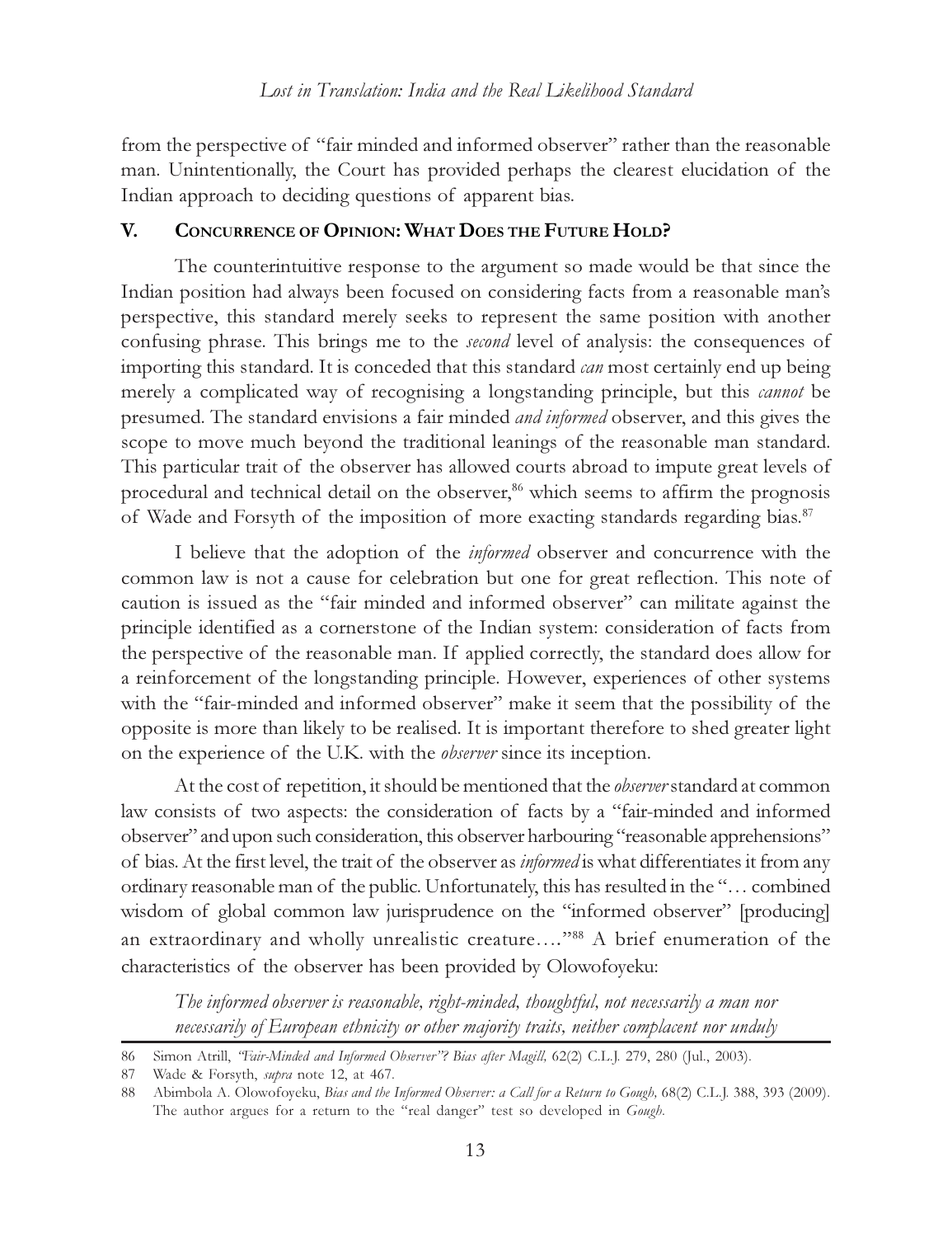from the perspective of "fair minded and informed observer" rather than the reasonable man. Unintentionally, the Court has provided perhaps the clearest elucidation of the Indian approach to deciding questions of apparent bias.

## V. Concurrence of Opinion: What Does the Future Hold?

The counterintuitive response to the argument so made would be that since the Indian position had always been focused on considering facts from a reasonable man's perspective, this standard merely seeks to represent the same position with another confusing phrase. This brings me to the *second* level of analysis: the consequences of importing this standard. It is conceded that this standard *can* most certainly end up being merely a complicated way of recognising a longstanding principle, but this *cannot* be presumed. The standard envisions a fair minded *and informed* observer, and this gives the scope to move much beyond the traditional leanings of the reasonable man standard. This particular trait of the observer has allowed courts abroad to impute great levels of procedural and technical detail on the observer,[86] which seems to affirm the prognosis of Wade and Forsyth of the imposition of more exacting standards regarding bias.[87]

I believe that the adoption of the *informed* observer and concurrence with the common law is not a cause for celebration but one for great reflection. This note of caution is issued as the "fair minded and informed observer" can militate against the principle identified as a cornerstone of the Indian system: consideration of facts from the perspective of the reasonable man. If applied correctly, the standard does allow for a reinforcement of the longstanding principle. However, experiences of other systems with the "fair-minded and informed observer" make it seem that the possibility of the opposite is more than likely to be realised. It is important therefore to shed greater light on the experience of the U.K. with the *observer* since its inception.

At the cost of repetition, it should be mentioned that the *observer* standard at common law consists of two aspects: the consideration of facts by a "fair-minded and informed observer" and upon such consideration, this observer harbouring "reasonable apprehensions" of bias. At the first level, the trait of the observer as *informed* is what differentiates it from any ordinary reasonable man of the public. Unfortunately, this has resulted in the "… combined wisdom of global common law jurisprudence on the "informed observer" [producing] an extraordinary and wholly unrealistic creature…."[88] A brief enumeration of the characteristics of the observer has been provided by Olowofoyeku:

> *The informed observer is reasonable, right-minded, thoughtful, not necessarily a man nor necessarily of European ethnicity or other majority traits, neither complacent nor unduly*

---

86 Simon Atrill, *"Fair-Minded and Informed Observer"? Bias after Magill,* 62(2) C.L.J. 279, 280 (Jul., 2003).

87 Wade & Forsyth, *supra* note 12, at 467.

88 Abimbola A. Olowofoyeku, *Bias and the Informed Observer: a Call for a Return to Gough,* 68(2) C.L.J. 388, 393 (2009). The author argues for a return to the "real danger" test so developed in *Gough*.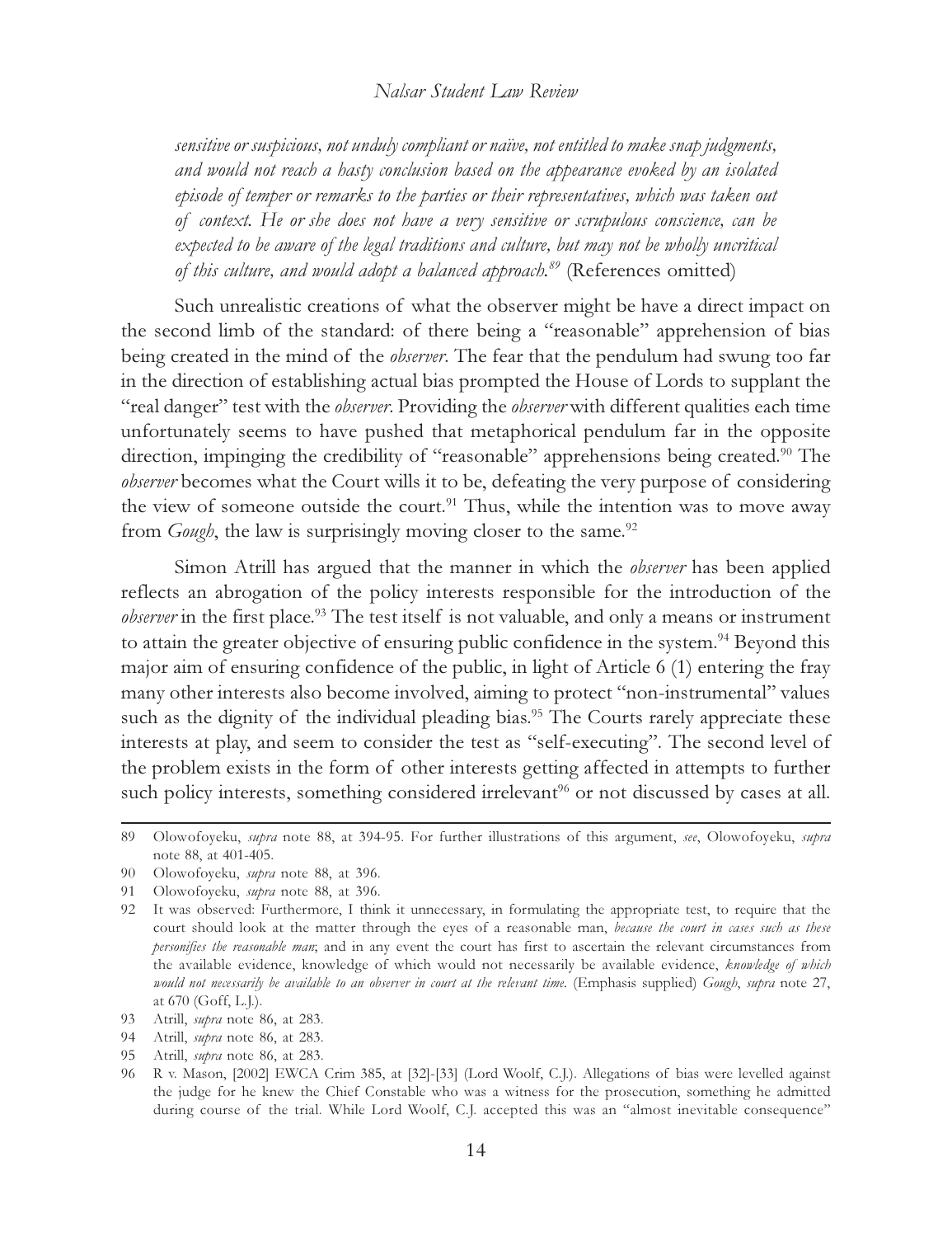*sensitive or suspicious, not unduly compliant or naïve, not entitled to make snap judgments, and would not reach a hasty conclusion based on the appearance evoked by an isolated episode of temper or remarks to the parties or their representatives, which was taken out of context. He or she does not have a very sensitive or scrupulous conscience, can be expected to be aware of the legal traditions and culture, but may not be wholly uncritical of this culture, and would adopt a balanced approach.*[89] (References omitted)

Such unrealistic creations of what the observer might be have a direct impact on the second limb of the standard: of there being a "reasonable" apprehension of bias being created in the mind of the *observer*. The fear that the pendulum had swung too far in the direction of establishing actual bias prompted the House of Lords to supplant the "real danger" test with the *observer*. Providing the *observer* with different qualities each time unfortunately seems to have pushed that metaphorical pendulum far in the opposite direction, impinging the credibility of "reasonable" apprehensions being created.[90] The *observer* becomes what the Court wills it to be, defeating the very purpose of considering the view of someone outside the court.[91] Thus, while the intention was to move away from *Gough*, the law is surprisingly moving closer to the same.[92]

Simon Atrill has argued that the manner in which the *observer* has been applied reflects an abrogation of the policy interests responsible for the introduction of the *observer* in the first place.[93] The test itself is not valuable, and only a means or instrument to attain the greater objective of ensuring public confidence in the system.[94] Beyond this major aim of ensuring confidence of the public, in light of Article 6 (1) entering the fray many other interests also become involved, aiming to protect "non-instrumental" values such as the dignity of the individual pleading bias.[95] The Courts rarely appreciate these interests at play, and seem to consider the test as "self-executing". The second level of the problem exists in the form of other interests getting affected in attempts to further such policy interests, something considered irrelevant[96] or not discussed by cases at all.

---

89 Olowofoyeku, *supra* note 88, at 394-95. For further illustrations of this argument, *see*, Olowofoyeku, *supra* note 88, at 401-405.

90 Olowofoyeku, *supra* note 88, at 396.

91 Olowofoyeku, *supra* note 88, at 396.

92 It was observed: Furthermore, I think it unnecessary, in formulating the appropriate test, to require that the court should look at the matter through the eyes of a reasonable man, *because the court in cases such as these personifies the reasonable man*; and in any event the court has first to ascertain the relevant circumstances from the available evidence, knowledge of which would not necessarily be available evidence, *knowledge of which would not necessarily be available to an observer in court at the relevant time*. (Emphasis supplied) *Gough*, *supra* note 27, at 670 (Goff, L.J.).

93 Atrill, *supra* note 86, at 283.

94 Atrill, *supra* note 86, at 283.

95 Atrill, *supra* note 86, at 283.

96 R v. Mason, [2002] EWCA Crim 385, at [32]-[33] (Lord Woolf, C.J.). Allegations of bias were levelled against the judge for he knew the Chief Constable who was a witness for the prosecution, something he admitted during course of the trial. While Lord Woolf, C.J. accepted this was an "almost inevitable consequence"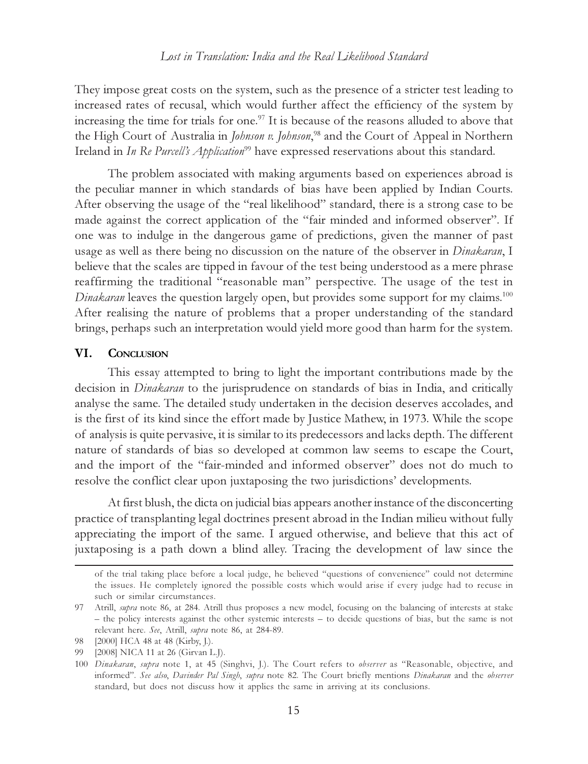They impose great costs on the system, such as the presence of a stricter test leading to increased rates of recusal, which would further affect the efficiency of the system by increasing the time for trials for one.[97] It is because of the reasons alluded to above that the High Court of Australia in *Johnson v. Johnson*,[98] and the Court of Appeal in Northern Ireland in *In Re Purcell's Application*[99] have expressed reservations about this standard.

The problem associated with making arguments based on experiences abroad is the peculiar manner in which standards of bias have been applied by Indian Courts. After observing the usage of the "real likelihood" standard, there is a strong case to be made against the correct application of the "fair minded and informed observer". If one was to indulge in the dangerous game of predictions, given the manner of past usage as well as there being no discussion on the nature of the observer in *Dinakaran*, I believe that the scales are tipped in favour of the test being understood as a mere phrase reaffirming the traditional "reasonable man" perspective. The usage of the test in *Dinakaran* leaves the question largely open, but provides some support for my claims.[100] After realising the nature of problems that a proper understanding of the standard brings, perhaps such an interpretation would yield more good than harm for the system.

## VI. Conclusion

This essay attempted to bring to light the important contributions made by the decision in *Dinakaran* to the jurisprudence on standards of bias in India, and critically analyse the same. The detailed study undertaken in the decision deserves accolades, and is the first of its kind since the effort made by Justice Mathew, in 1973. While the scope of analysis is quite pervasive, it is similar to its predecessors and lacks depth. The different nature of standards of bias so developed at common law seems to escape the Court, and the import of the "fair-minded and informed observer" does not do much to resolve the conflict clear upon juxtaposing the two jurisdictions' developments.

At first blush, the dicta on judicial bias appears another instance of the disconcerting practice of transplanting legal doctrines present abroad in the Indian milieu without fully appreciating the import of the same. I argued otherwise, and believe that this act of juxtaposing is a path down a blind alley. Tracing the development of law since the

---

of the trial taking place before a local judge, he believed "questions of convenience" could not determine the issues. He completely ignored the possible costs which would arise if every judge had to recuse in such or similar circumstances.

97 Atrill, *supra* note 86, at 284. Atrill thus proposes a new model, focusing on the balancing of interests at stake – the policy interests against the other systemic interests – to decide questions of bias, but the same is not relevant here. *See*, Atrill, *supra* note 86, at 284-89.

98 [2000] HCA 48 at 48 (Kirby, J.).

99 [2008] NICA 11 at 26 (Girvan L.J).

100 *Dinakaran*, *supra* note 1, at 45 (Singhvi, J.). The Court refers to *observer* as "Reasonable, objective, and informed". *See also*, *Davinder Pal Singh*, *supra* note 82. The Court briefly mentions *Dinakaran* and the *observer* standard, but does not discuss how it applies the same in arriving at its conclusions.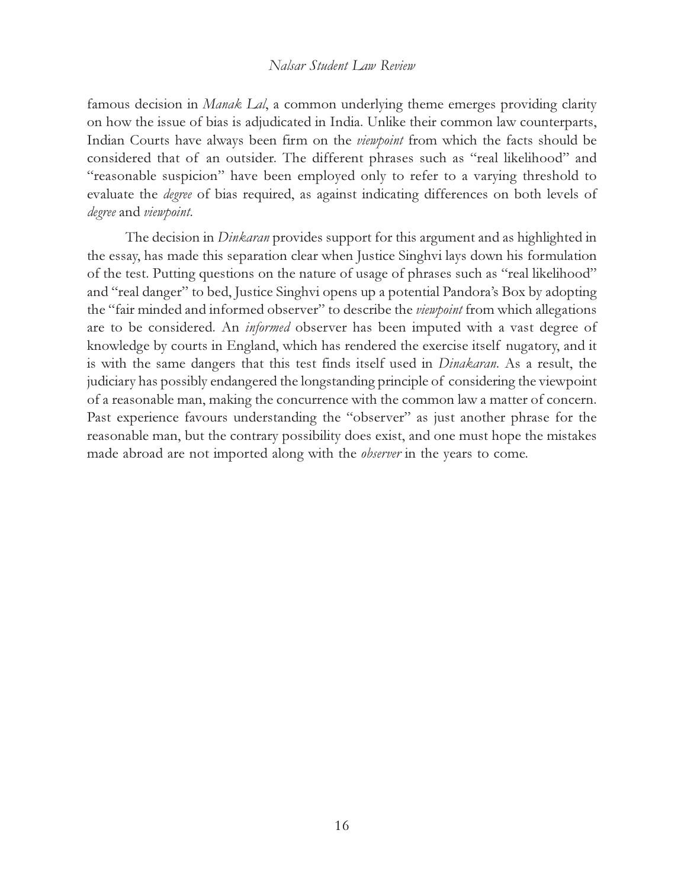famous decision in *Manak Lal*, a common underlying theme emerges providing clarity on how the issue of bias is adjudicated in India. Unlike their common law counterparts, Indian Courts have always been firm on the *viewpoint* from which the facts should be considered that of an outsider. The different phrases such as "real likelihood" and "reasonable suspicion" have been employed only to refer to a varying threshold to evaluate the *degree* of bias required, as against indicating differences on both levels of *degree* and *viewpoint*.

The decision in *Dinkaran* provides support for this argument and as highlighted in the essay, has made this separation clear when Justice Singhvi lays down his formulation of the test. Putting questions on the nature of usage of phrases such as "real likelihood" and "real danger" to bed, Justice Singhvi opens up a potential Pandora's Box by adopting the "fair minded and informed observer" to describe the *viewpoint* from which allegations are to be considered. An *informed* observer has been imputed with a vast degree of knowledge by courts in England, which has rendered the exercise itself nugatory, and it is with the same dangers that this test finds itself used in *Dinakaran*. As a result, the judiciary has possibly endangered the longstanding principle of considering the viewpoint of a reasonable man, making the concurrence with the common law a matter of concern. Past experience favours understanding the "observer" as just another phrase for the reasonable man, but the contrary possibility does exist, and one must hope the mistakes made abroad are not imported along with the *observer* in the years to come.